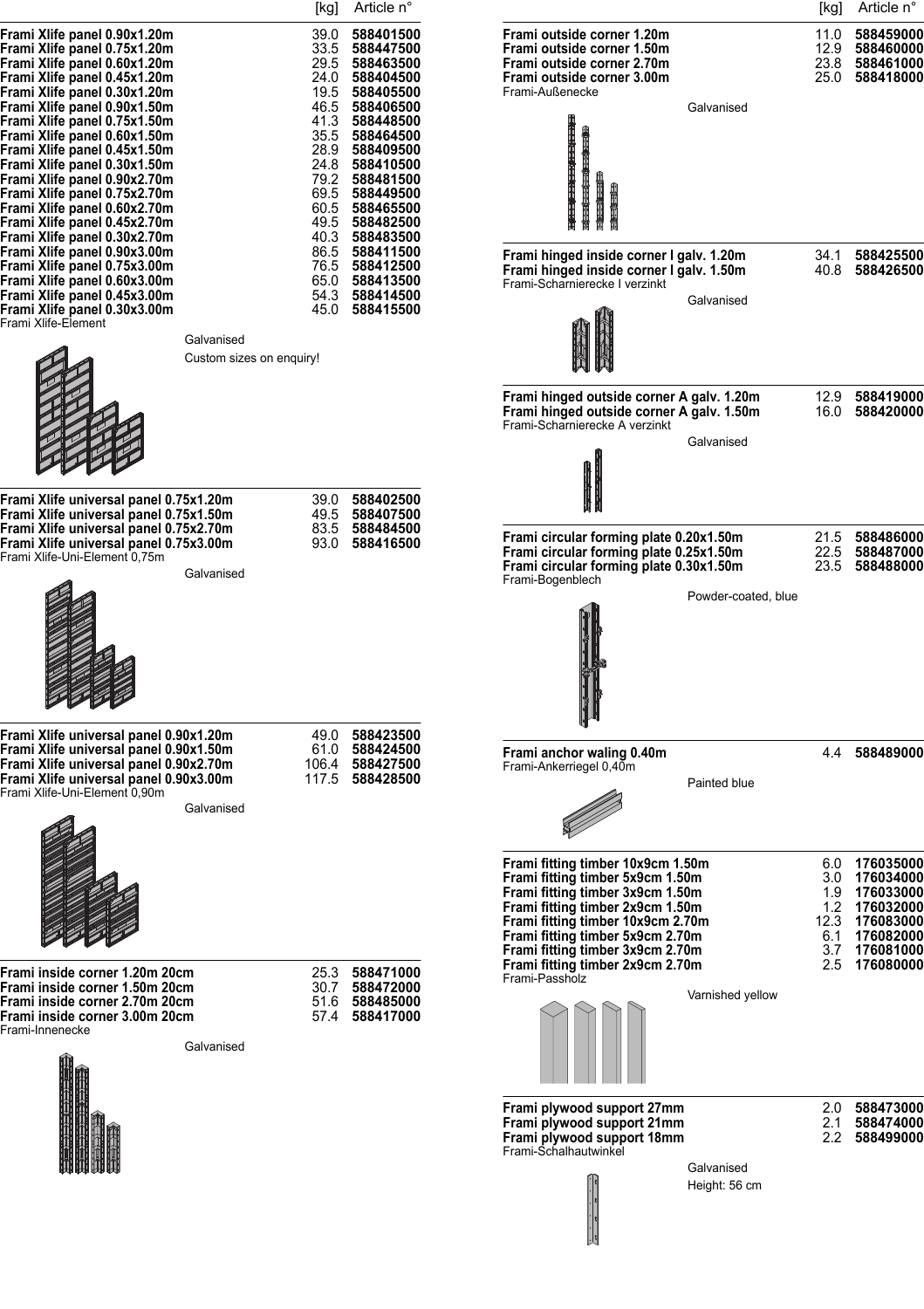| | [kg] | Article n° |
|---|---|---|
| **Frami Xlife panel 0.90x1.20m** | 39.0 | **588401500** |
| **Frami Xlife panel 0.75x1.20m** | 33.5 | **588447500** |
| **Frami Xlife panel 0.60x1.20m** | 29.5 | **588463500** |
| **Frami Xlife panel 0.45x1.20m** | 24.0 | **588404500** |
| **Frami Xlife panel 0.30x1.20m** | 19.5 | **588405500** |
| **Frami Xlife panel 0.90x1.50m** | 46.5 | **588406500** |
| **Frami Xlife panel 0.75x1.50m** | 41.3 | **588448500** |
| **Frami Xlife panel 0.60x1.50m** | 35.5 | **588464500** |
| **Frami Xlife panel 0.45x1.50m** | 28.9 | **588409500** |
| **Frami Xlife panel 0.30x1.50m** | 24.8 | **588410500** |
| **Frami Xlife panel 0.90x2.70m** | 79.2 | **588481500** |
| **Frami Xlife panel 0.75x2.70m** | 69.5 | **588449500** |
| **Frami Xlife panel 0.60x2.70m** | 60.5 | **588465500** |
| **Frami Xlife panel 0.45x2.70m** | 49.5 | **588482500** |
| **Frami Xlife panel 0.30x2.70m** | 40.3 | **588483500** |
| **Frami Xlife panel 0.90x3.00m** | 86.5 | **588411500** |
| **Frami Xlife panel 0.75x3.00m** | 76.5 | **588412500** |
| **Frami Xlife panel 0.60x3.00m** | 65.0 | **588413500** |
| **Frami Xlife panel 0.45x3.00m** | 54.3 | **588414500** |
| **Frami Xlife panel 0.30x3.00m** | 45.0 | **588415500** |

Frami Xlife-Element

Galvanised

Custom sizes on enquiry!

| | [kg] | Article n° |
|---|---|---|
| **Frami Xlife universal panel 0.75x1.20m** | 39.0 | **588402500** |
| **Frami Xlife universal panel 0.75x1.50m** | 49.5 | **588407500** |
| **Frami Xlife universal panel 0.75x2.70m** | 83.5 | **588484500** |
| **Frami Xlife universal panel 0.75x3.00m** | 93.0 | **588416500** |

Frami Xlife-Uni-Element 0,75m

Galvanised

| | [kg] | Article n° |
|---|---|---|
| **Frami Xlife universal panel 0.90x1.20m** | 49.0 | **588423500** |
| **Frami Xlife universal panel 0.90x1.50m** | 61.0 | **588424500** |
| **Frami Xlife universal panel 0.90x2.70m** | 106.4 | **588427500** |
| **Frami Xlife universal panel 0.90x3.00m** | 117.5 | **588428500** |

Frami Xlife-Uni-Element 0,90m

Galvanised

| | [kg] | Article n° |
|---|---|---|
| **Frami inside corner 1.20m 20cm** | 25.3 | **588471000** |
| **Frami inside corner 1.50m 20cm** | 30.7 | **588472000** |
| **Frami inside corner 2.70m 20cm** | 51.6 | **588485000** |
| **Frami inside corner 3.00m 20cm** | 57.4 | **588417000** |

Frami-Innenecke

Galvanised

| | [kg] | Article n° |
|---|---|---|
| **Frami outside corner 1.20m** | 11.0 | **588459000** |
| **Frami outside corner 1.50m** | 12.9 | **588460000** |
| **Frami outside corner 2.70m** | 23.8 | **588461000** |
| **Frami outside corner 3.00m** | 25.0 | **588418000** |

Frami-Außenecke

Galvanised

| | [kg] | Article n° |
|---|---|---|
| **Frami hinged inside corner I galv. 1.20m** | 34.1 | **588425500** |
| **Frami hinged inside corner I galv. 1.50m** | 40.8 | **588426500** |

Frami-Scharnierecke I verzinkt

Galvanised

| | [kg] | Article n° |
|---|---|---|
| **Frami hinged outside corner A galv. 1.20m** | 12.9 | **588419000** |
| **Frami hinged outside corner A galv. 1.50m** | 16.0 | **588420000** |

Frami-Scharnierecke A verzinkt

Galvanised

| | [kg] | Article n° |
|---|---|---|
| **Frami circular forming plate 0.20x1.50m** | 21.5 | **588486000** |
| **Frami circular forming plate 0.25x1.50m** | 22.5 | **588487000** |
| **Frami circular forming plate 0.30x1.50m** | 23.5 | **588488000** |

Frami-Bogenblech

Powder-coated, blue

| | [kg] | Article n° |
|---|---|---|
| **Frami anchor waling 0.40m** | 4.4 | **588489000** |

Frami-Ankerriegel 0,40m

Painted blue

| | [kg] | Article n° |
|---|---|---|
| **Frami fitting timber 10x9cm 1.50m** | 6.0 | **176035000** |
| **Frami fitting timber 5x9cm 1.50m** | 3.0 | **176034000** |
| **Frami fitting timber 3x9cm 1.50m** | 1.9 | **176033000** |
| **Frami fitting timber 2x9cm 1.50m** | 1.2 | **176032000** |
| **Frami fitting timber 10x9cm 2.70m** | 12.3 | **176083000** |
| **Frami fitting timber 5x9cm 2.70m** | 6.1 | **176082000** |
| **Frami fitting timber 3x9cm 2.70m** | 3.7 | **176081000** |
| **Frami fitting timber 2x9cm 2.70m** | 2.5 | **176080000** |

Frami-Passholz

Varnished yellow

| | [kg] | Article n° |
|---|---|---|
| **Frami plywood support 27mm** | 2.0 | **588473000** |
| **Frami plywood support 21mm** | 2.1 | **588474000** |
| **Frami plywood support 18mm** | 2.2 | **588499000** |

Frami-Schalhautwinkel

Galvanised

Height: 56 cm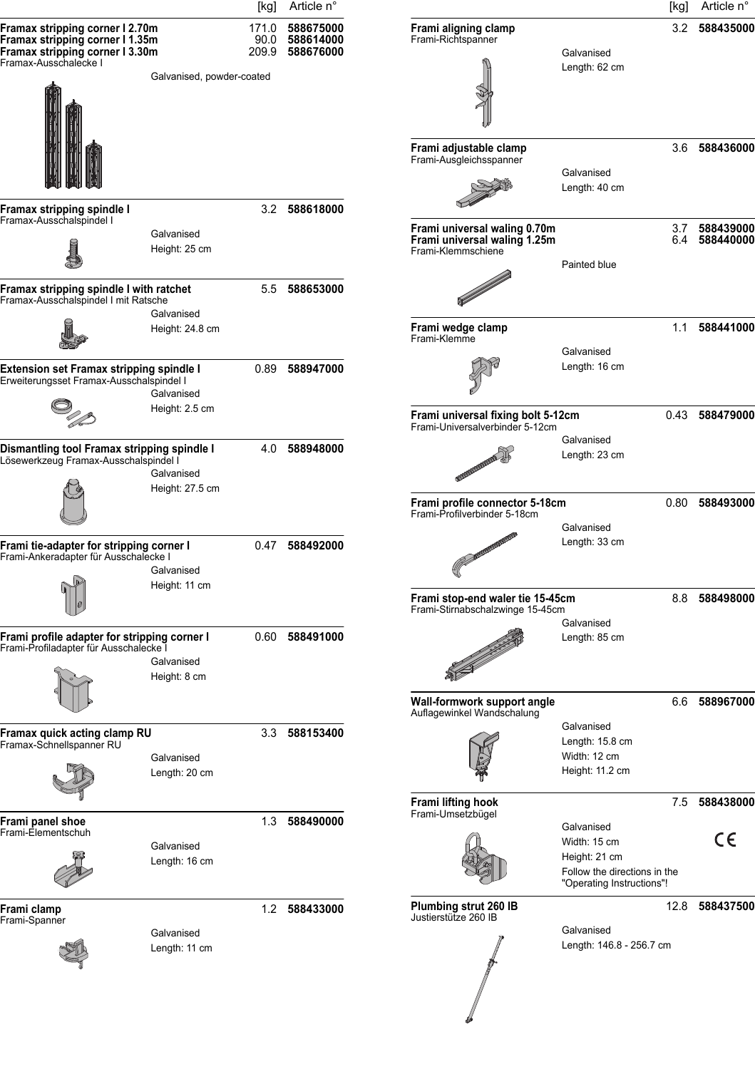| Product | Description | [kg] | Article n° |
|---|---|---|---|
| **Framax stripping corner I 2.70m** | | 171.0 | **588675000** |
| **Framax stripping corner I 1.35m** | | 90.0 | **588614000** |
| **Framax stripping corner I 3.30m** | | 209.9 | **588676000** |
| Framax-Ausschalecke I | Galvanised, powder-coated | | |
| **Framax stripping spindle I** | | 3.2 | **588618000** |
| Framax-Ausschalspindel I | Galvanised<br>Height: 25 cm | | |
| **Framax stripping spindle I with ratchet** | | 5.5 | **588653000** |
| Framax-Ausschalspindel I mit Ratsche | Galvanised<br>Height: 24.8 cm | | |
| **Extension set Framax stripping spindle I** | | 0.89 | **588947000** |
| Erweiterungsset Framax-Ausschalspindel I | Galvanised<br>Height: 2.5 cm | | |
| **Dismantling tool Framax stripping spindle I** | | 4.0 | **588948000** |
| Lösewerkzeug Framax-Ausschalspindel I | Galvanised<br>Height: 27.5 cm | | |
| **Frami tie-adapter for stripping corner I** | | 0.47 | **588492000** |
| Frami-Ankeradapter für Ausschalecke I | Galvanised<br>Height: 11 cm | | |
| **Frami profile adapter for stripping corner I** | | 0.60 | **588491000** |
| Frami-Profiladapter für Ausschalecke I | Galvanised<br>Height: 8 cm | | |
| **Framax quick acting clamp RU** | | 3.3 | **588153400** |
| Framax-Schnellspanner RU | Galvanised<br>Length: 20 cm | | |
| **Frami panel shoe** | | 1.3 | **588490000** |
| Frami-Elementschuh | Galvanised<br>Length: 16 cm | | |
| **Frami clamp** | | 1.2 | **588433000** |
| Frami-Spanner | Galvanised<br>Length: 11 cm | | |
| **Frami aligning clamp** | | 3.2 | **588435000** |
| Frami-Richtspanner | Galvanised<br>Length: 62 cm | | |
| **Frami adjustable clamp** | | 3.6 | **588436000** |
| Frami-Ausgleichsspanner | Galvanised<br>Length: 40 cm | | |
| **Frami universal waling 0.70m** | | 3.7 | **588439000** |
| **Frami universal waling 1.25m** | | 6.4 | **588440000** |
| Frami-Klemmschiene | Painted blue | | |
| **Frami wedge clamp** | | 1.1 | **588441000** |
| Frami-Klemme | Galvanised<br>Length: 16 cm | | |
| **Frami universal fixing bolt 5-12cm** | | 0.43 | **588479000** |
| Frami-Universalverbinder 5-12cm | Galvanised<br>Length: 23 cm | | |
| **Frami profile connector 5-18cm** | | 0.80 | **588493000** |
| Frami-Profilverbinder 5-18cm | Galvanised<br>Length: 33 cm | | |
| **Frami stop-end waler tie 15-45cm** | | 8.8 | **588498000** |
| Frami-Stirnabschalzwinge 15-45cm | Galvanised<br>Length: 85 cm | | |
| **Wall-formwork support angle** | | 6.6 | **588967000** |
| Auflagewinkel Wandschalung | Galvanised<br>Length: 15.8 cm<br>Width: 12 cm<br>Height: 11.2 cm | | |
| **Frami lifting hook** | | 7.5 | **588438000** |
| Frami-Umsetzbügel | Galvanised<br>Width: 15 cm<br>Height: 21 cm<br>Follow the directions in the "Operating Instructions"!<br>CE | | |
| **Plumbing strut 260 IB** | | 12.8 | **588437500** |
| Justierstütze 260 IB | Galvanised<br>Length: 146.8 - 256.7 cm | | |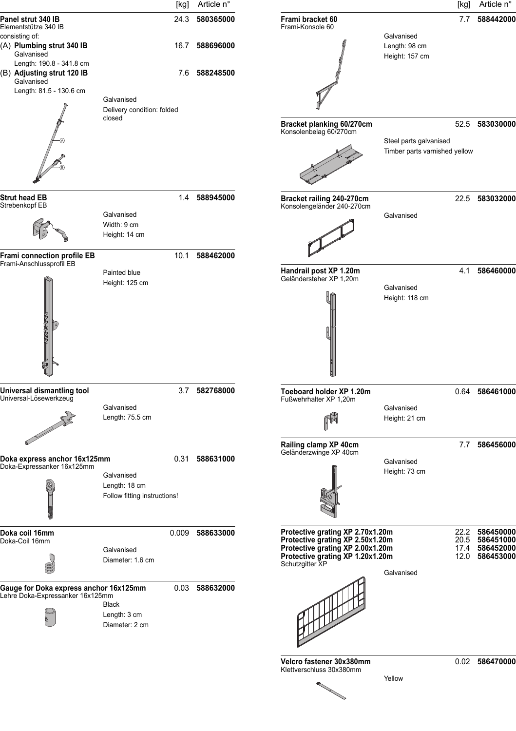| | [kg] | Article n° |
|---|---|---|
| **Panel strut 340 IB**<br>Elementstütze 340 IB<br>consisting of: | 24.3 | **580365000** |
| (A) **Plumbing strut 340 IB**<br>Galvanised<br>Length: 190.8 - 341.8 cm | 16.7 | **588696000** |
| (B) **Adjusting strut 120 IB**<br>Galvanised<br>Length: 81.5 - 130.6 cm | 7.6 | **588248500** |
| Galvanised<br>Delivery condition: folded closed | | |
| **Strut head EB**<br>Strebenkopf EB<br>Galvanised<br>Width: 9 cm<br>Height: 14 cm | 1.4 | **588945000** |
| **Frami connection profile EB**<br>Frami-Anschlussprofil EB<br>Painted blue<br>Height: 125 cm | 10.1 | **588462000** |
| **Universal dismantling tool**<br>Universal-Lösewerkzeug<br>Galvanised<br>Length: 75.5 cm | 3.7 | **582768000** |
| **Doka express anchor 16x125mm**<br>Doka-Expressanker 16x125mm<br>Galvanised<br>Length: 18 cm<br>Follow fitting instructions! | 0.31 | **588631000** |
| **Doka coil 16mm**<br>Doka-Coil 16mm<br>Galvanised<br>Diameter: 1.6 cm | 0.009 | **588633000** |
| **Gauge for Doka express anchor 16x125mm**<br>Lehre Doka-Expressanker 16x125mm<br>Black<br>Length: 3 cm<br>Diameter: 2 cm | 0.03 | **588632000** |
| **Frami bracket 60**<br>Frami-Konsole 60<br>Galvanised<br>Length: 98 cm<br>Height: 157 cm | 7.7 | **588442000** |
| **Bracket planking 60/270cm**<br>Konsolenbelag 60/270cm<br>Steel parts galvanised<br>Timber parts varnished yellow | 52.5 | **583030000** |
| **Bracket railing 240-270cm**<br>Konsolengeländer 240-270cm<br>Galvanised | 22.5 | **583032000** |
| **Handrail post XP 1.20m**<br>Geländersteher XP 1,20m<br>Galvanised<br>Height: 118 cm | 4.1 | **586460000** |
| **Toeboard holder XP 1.20m**<br>Fußwehrhalter XP 1,20m<br>Galvanised<br>Height: 21 cm | 0.64 | **586461000** |
| **Railing clamp XP 40cm**<br>Geländerzwinge XP 40cm<br>Galvanised<br>Height: 73 cm | 7.7 | **586456000** |
| **Protective grating XP 2.70x1.20m** | 22.2 | **586450000** |
| **Protective grating XP 2.50x1.20m** | 20.5 | **586451000** |
| **Protective grating XP 2.00x1.20m** | 17.4 | **586452000** |
| **Protective grating XP 1.20x1.20m**<br>Schutzgitter XP<br>Galvanised | 12.0 | **586453000** |
| **Velcro fastener 30x380mm**<br>Klettverschluss 30x380mm<br>Yellow | 0.02 | **586470000** |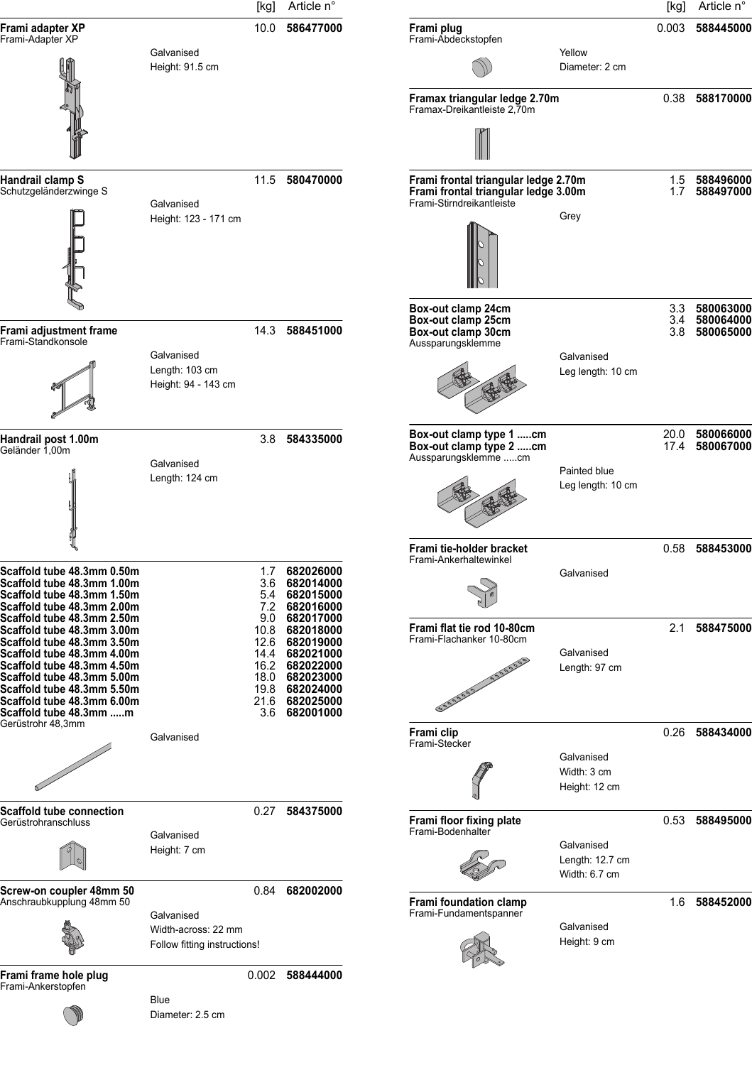| | | [kg] | Article n° |
|---|---|---|---|
| **Frami adapter XP**<br>Frami-Adapter XP | Galvanised<br>Height: 91.5 cm | 10.0 | **586477000** |
| **Handrail clamp S**<br>Schutzgeländerzwinge S | Galvanised<br>Height: 123 - 171 cm | 11.5 | **580470000** |
| **Frami adjustment frame**<br>Frami-Standkonsole | Galvanised<br>Length: 103 cm<br>Height: 94 - 143 cm | 14.3 | **588451000** |
| **Handrail post 1.00m**<br>Geländer 1,00m | Galvanised<br>Length: 124 cm | 3.8 | **584335000** |
| **Scaffold tube 48.3mm 0.50m** | | 1.7 | **682026000** |
| **Scaffold tube 48.3mm 1.00m** | | 3.6 | **682014000** |
| **Scaffold tube 48.3mm 1.50m** | | 5.4 | **682015000** |
| **Scaffold tube 48.3mm 2.00m** | | 7.2 | **682016000** |
| **Scaffold tube 48.3mm 2.50m** | | 9.0 | **682017000** |
| **Scaffold tube 48.3mm 3.00m** | | 10.8 | **682018000** |
| **Scaffold tube 48.3mm 3.50m** | | 12.6 | **682019000** |
| **Scaffold tube 48.3mm 4.00m** | | 14.4 | **682021000** |
| **Scaffold tube 48.3mm 4.50m** | | 16.2 | **682022000** |
| **Scaffold tube 48.3mm 5.00m** | | 18.0 | **682023000** |
| **Scaffold tube 48.3mm 5.50m** | | 19.8 | **682024000** |
| **Scaffold tube 48.3mm 6.00m** | | 21.6 | **682025000** |
| **Scaffold tube 48.3mm .....m**<br>Gerüstrohr 48,3mm | Galvanised | 3.6 | **682001000** |
| **Scaffold tube connection**<br>Gerüstrohranschluss | Galvanised<br>Height: 7 cm | 0.27 | **584375000** |
| **Screw-on coupler 48mm 50**<br>Anschraubkupplung 48mm 50 | Galvanised<br>Width-across: 22 mm<br>Follow fitting instructions! | 0.84 | **682002000** |
| **Frami frame hole plug**<br>Frami-Ankerstopfen | Blue<br>Diameter: 2.5 cm | 0.002 | **588444000** |

| | | [kg] | Article n° |
|---|---|---|---|
| **Frami plug**<br>Frami-Abdeckstopfen | Yellow<br>Diameter: 2 cm | 0.003 | **588445000** |
| **Framax triangular ledge 2.70m**<br>Framax-Dreikantleiste 2,70m | | 0.38 | **588170000** |
| **Frami frontal triangular ledge 2.70m** | | 1.5 | **588496000** |
| **Frami frontal triangular ledge 3.00m**<br>Frami-Stirndreikantleiste | Grey | 1.7 | **588497000** |
| **Box-out clamp 24cm** | | 3.3 | **580063000** |
| **Box-out clamp 25cm** | | 3.4 | **580064000** |
| **Box-out clamp 30cm**<br>Aussparungsklemme | Galvanised<br>Leg length: 10 cm | 3.8 | **580065000** |
| **Box-out clamp type 1 .....cm** | | 20.0 | **580066000** |
| **Box-out clamp type 2 .....cm**<br>Aussparungsklemme .....cm | Painted blue<br>Leg length: 10 cm | 17.4 | **580067000** |
| **Frami tie-holder bracket**<br>Frami-Ankerhaltewinkel | Galvanised | 0.58 | **588453000** |
| **Frami flat tie rod 10-80cm**<br>Frami-Flachanker 10-80cm | Galvanised<br>Length: 97 cm | 2.1 | **588475000** |
| **Frami clip**<br>Frami-Stecker | Galvanised<br>Width: 3 cm<br>Height: 12 cm | 0.26 | **588434000** |
| **Frami floor fixing plate**<br>Frami-Bodenhalter | Galvanised<br>Length: 12.7 cm<br>Width: 6.7 cm | 0.53 | **588495000** |
| **Frami foundation clamp**<br>Frami-Fundamentspanner | Galvanised<br>Height: 9 cm | 1.6 | **588452000** |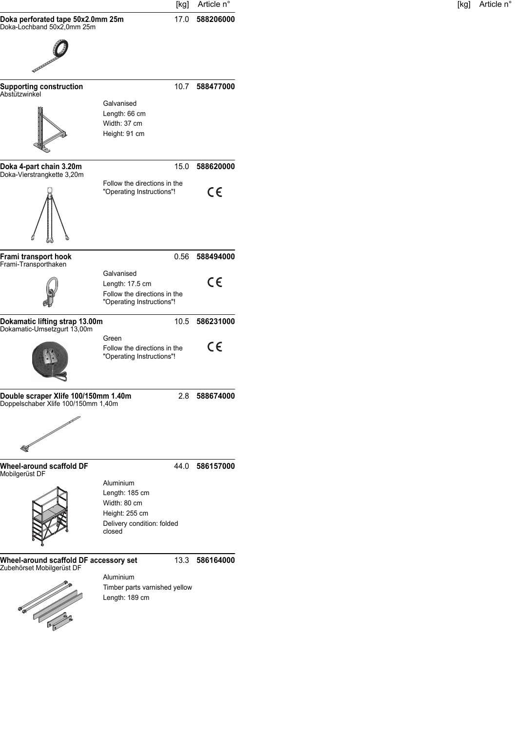| | [kg] | Article n° |
|---|---|---|
| **Doka perforated tape 50x2.0mm 25m**<br>Doka-Lochband 50x2,0mm 25m | 17.0 | **588206000** |
| **Supporting construction**<br>Abstützwinkel<br>Galvanised<br>Length: 66 cm<br>Width: 37 cm<br>Height: 91 cm | 10.7 | **588477000** |
| **Doka 4-part chain 3.20m**<br>Doka-Vierstrangkette 3,20m<br>Follow the directions in the "Operating Instructions"! | 15.0 | **588620000**<br>CE |
| **Frami transport hook**<br>Frami-Transporthaken<br>Galvanised<br>Length: 17.5 cm<br>Follow the directions in the "Operating Instructions"! | 0.56 | **588494000**<br>CE |
| **Dokamatic lifting strap 13.00m**<br>Dokamatic-Umsetzgurt 13,00m<br>Green<br>Follow the directions in the "Operating Instructions"! | 10.5 | **586231000**<br>CE |
| **Double scraper Xlife 100/150mm 1.40m**<br>Doppelschaber Xlife 100/150mm 1,40m | 2.8 | **588674000** |
| **Wheel-around scaffold DF**<br>Mobilgerüst DF<br>Aluminium<br>Length: 185 cm<br>Width: 80 cm<br>Height: 255 cm<br>Delivery condition: folded closed | 44.0 | **586157000** |
| **Wheel-around scaffold DF accessory set**<br>Zubehörset Mobilgerüst DF<br>Aluminium<br>Timber parts varnished yellow<br>Length: 189 cm | 13.3 | **586164000** |